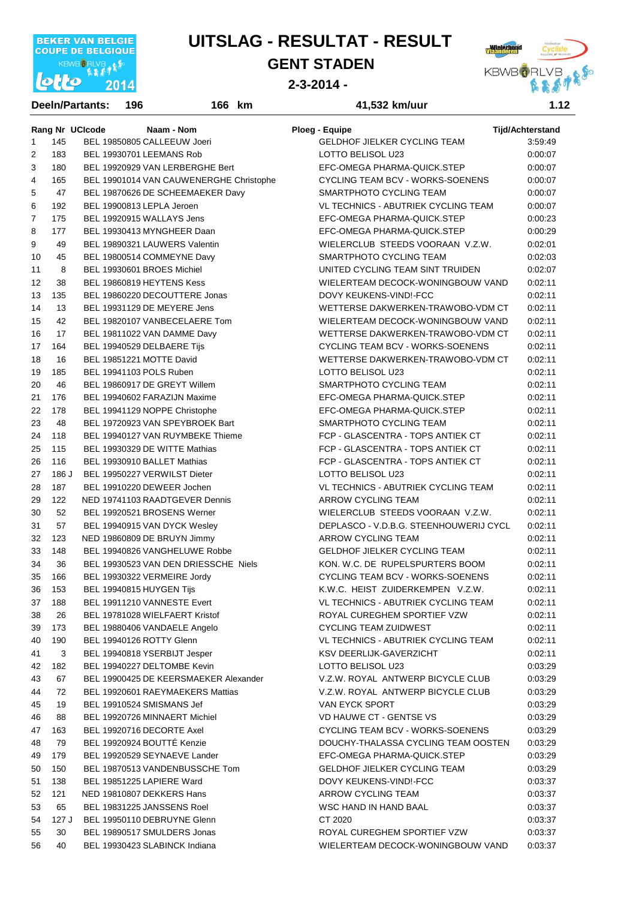BEKER VAN BELGIE
COUPE DE BELGIQUE
KBWB RLVB
lotto 2014

# UITSLAG - RESULTAT - RESULT

## GENT STADEN

### 2-3-2014 -

**Deeln/Partants:** 196 | **166 km** | **41,532 km/uur** | **1.12**

| Rang | Nr | UCIcode | Naam - Nom | Ploeg - Equipe | Tijd/Achterstand |
|---|---|---|---|---|---|
| 1 | 145 | BEL 19850805 | CALLEEUW Joeri | GELDHOF JIELKER CYCLING TEAM | 3:59:49 |
| 2 | 183 | BEL 19930701 | LEEMANS Rob | LOTTO BELISOL U23 | 0:00:07 |
| 3 | 180 | BEL 19920929 | VAN LERBERGHE Bert | EFC-OMEGA PHARMA-QUICK.STEP | 0:00:07 |
| 4 | 165 | BEL 19901014 | VAN CAUWENBERGHE Christophe | CYCLING TEAM BCV - WORKS-SOENENS | 0:00:07 |
| 5 | 47 | BEL 19870626 | DE SCHEEMAEKER Davy | SMARTPHOTO CYCLING TEAM | 0:00:07 |
| 6 | 192 | BEL 19900813 | LEPLA Jeroen | VL TECHNICS - ABUTRIEK CYCLING TEAM | 0:00:07 |
| 7 | 175 | BEL 19920915 | WALLAYS Jens | EFC-OMEGA PHARMA-QUICK.STEP | 0:00:23 |
| 8 | 177 | BEL 19930413 | MYNGHEER Daan | EFC-OMEGA PHARMA-QUICK.STEP | 0:00:29 |
| 9 | 49 | BEL 19890321 | LAUWERS Valentin | WIELERCLUB STEEDS VOORAAN V.Z.W. | 0:02:01 |
| 10 | 45 | BEL 19800514 | COMMEYNE Davy | SMARTPHOTO CYCLING TEAM | 0:02:03 |
| 11 | 8 | BEL 19930601 | BROES Michiel | UNITED CYCLING TEAM SINT TRUIDEN | 0:02:07 |
| 12 | 38 | BEL 19860819 | HEYTENS Kess | WIELERTEAM DECOCK-WONINGBOUW VAND | 0:02:11 |
| 13 | 135 | BEL 19860220 | DECOUTTERE Jonas | DOVY KEUKENS-VIND!-FCC | 0:02:11 |
| 14 | 13 | BEL 19931129 | DE MEYERE Jens | WETTERSE DAKWERKEN-TRAWOBO-VDM CT | 0:02:11 |
| 15 | 42 | BEL 19820107 | VANBECELAERE Tom | WIELERTEAM DECOCK-WONINGBOUW VAND | 0:02:11 |
| 16 | 17 | BEL 19811022 | VAN DAMME Davy | WETTERSE DAKWERKEN-TRAWOBO-VDM CT | 0:02:11 |
| 17 | 164 | BEL 19940529 | DELBAERE Tijs | CYCLING TEAM BCV - WORKS-SOENENS | 0:02:11 |
| 18 | 16 | BEL 19851221 | MOTTE David | WETTERSE DAKWERKEN-TRAWOBO-VDM CT | 0:02:11 |
| 19 | 185 | BEL 19941103 | POLS Ruben | LOTTO BELISOL U23 | 0:02:11 |
| 20 | 46 | BEL 19860917 | DE GREYT Willem | SMARTPHOTO CYCLING TEAM | 0:02:11 |
| 21 | 176 | BEL 19940602 | FARAZIJN Maxime | EFC-OMEGA PHARMA-QUICK.STEP | 0:02:11 |
| 22 | 178 | BEL 19941129 | NOPPE Christophe | EFC-OMEGA PHARMA-QUICK.STEP | 0:02:11 |
| 23 | 48 | BEL 19720923 | VAN SPEYBROEK Bart | SMARTPHOTO CYCLING TEAM | 0:02:11 |
| 24 | 118 | BEL 19940127 | VAN RUYMBEKE Thieme | FCP - GLASCENTRA - TOPS ANTIEK CT | 0:02:11 |
| 25 | 115 | BEL 19930329 | DE WITTE Mathias | FCP - GLASCENTRA - TOPS ANTIEK CT | 0:02:11 |
| 26 | 116 | BEL 19930910 | BALLET Mathias | FCP - GLASCENTRA - TOPS ANTIEK CT | 0:02:11 |
| 27 | 186 J | BEL 19950227 | VERWILST Dieter | LOTTO BELISOL U23 | 0:02:11 |
| 28 | 187 | BEL 19910220 | DEWEER Jochen | VL TECHNICS - ABUTRIEK CYCLING TEAM | 0:02:11 |
| 29 | 122 | NED 19741103 | RAADTGEVER Dennis | ARROW CYCLING TEAM | 0:02:11 |
| 30 | 52 | BEL 19920521 | BROSENS Werner | WIELERCLUB STEEDS VOORAAN V.Z.W. | 0:02:11 |
| 31 | 57 | BEL 19940815 | VAN DYCK Wesley | DEPLASCO - V.D.B.G. STEENHOUWERIJ CYCL | 0:02:11 |
| 32 | 123 | NED 19860809 | DE BRUYN Jimmy | ARROW CYCLING TEAM | 0:02:11 |
| 33 | 148 | BEL 19940826 | VANGHELUWE Robbe | GELDHOF JIELKER CYCLING TEAM | 0:02:11 |
| 34 | 36 | BEL 19930523 | VAN DEN DRIESSCHE Niels | KON. W.C. DE RUPELSPURTERS BOOM | 0:02:11 |
| 35 | 166 | BEL 19930322 | VERMEIRE Jordy | CYCLING TEAM BCV - WORKS-SOENENS | 0:02:11 |
| 36 | 153 | BEL 19940815 | HUYGEN Tijs | K.W.C. HEIST ZUIDERKEMPEN V.Z.W. | 0:02:11 |
| 37 | 188 | BEL 19911210 | VANNESTE Evert | VL TECHNICS - ABUTRIEK CYCLING TEAM | 0:02:11 |
| 38 | 26 | BEL 19781028 | WIELFAERT Kristof | ROYAL CUREGHEM SPORTIEF VZW | 0:02:11 |
| 39 | 173 | BEL 19880406 | VANDAELE Angelo | CYCLING TEAM ZUIDWEST | 0:02:11 |
| 40 | 190 | BEL 19940126 | ROTTY Glenn | VL TECHNICS - ABUTRIEK CYCLING TEAM | 0:02:11 |
| 41 | 3 | BEL 19940818 | YSERBIJT Jesper | KSV DEERLIJK-GAVERZICHT | 0:02:11 |
| 42 | 182 | BEL 19940227 | DELTOMBE Kevin | LOTTO BELISOL U23 | 0:03:29 |
| 43 | 67 | BEL 19900425 | DE KEERSMAEKER Alexander | V.Z.W. ROYAL ANTWERP BICYCLE CLUB | 0:03:29 |
| 44 | 72 | BEL 19920601 | RAEYMAEKERS Mattias | V.Z.W. ROYAL ANTWERP BICYCLE CLUB | 0:03:29 |
| 45 | 19 | BEL 19910524 | SMISMANS Jef | VAN EYCK SPORT | 0:03:29 |
| 46 | 88 | BEL 19920726 | MINNAERT Michiel | VD HAUWE CT - GENTSE VS | 0:03:29 |
| 47 | 163 | BEL 19920716 | DECORTE Axel | CYCLING TEAM BCV - WORKS-SOENENS | 0:03:29 |
| 48 | 79 | BEL 19920924 | BOUTTÉ Kenzie | DOUCHY-THALASSA CYCLING TEAM OOSTEN | 0:03:29 |
| 49 | 179 | BEL 19920529 | SEYNAEVE Lander | EFC-OMEGA PHARMA-QUICK.STEP | 0:03:29 |
| 50 | 150 | BEL 19870513 | VANDENBUSSCHE Tom | GELDHOF JIELKER CYCLING TEAM | 0:03:29 |
| 51 | 138 | BEL 19851225 | LAPIERE Ward | DOVY KEUKENS-VIND!-FCC | 0:03:37 |
| 52 | 121 | NED 19810807 | DEKKERS Hans | ARROW CYCLING TEAM | 0:03:37 |
| 53 | 65 | BEL 19831225 | JANSSENS Roel | WSC HAND IN HAND BAAL | 0:03:37 |
| 54 | 127 J | BEL 19950110 | DEBRUYNE Glenn | CT 2020 | 0:03:37 |
| 55 | 30 | BEL 19890517 | SMULDERS Jonas | ROYAL CUREGHEM SPORTIEF VZW | 0:03:37 |
| 56 | 40 | BEL 19930423 | SLABINCK Indiana | WIELERTEAM DECOCK-WONINGBOUW VAND | 0:03:37 |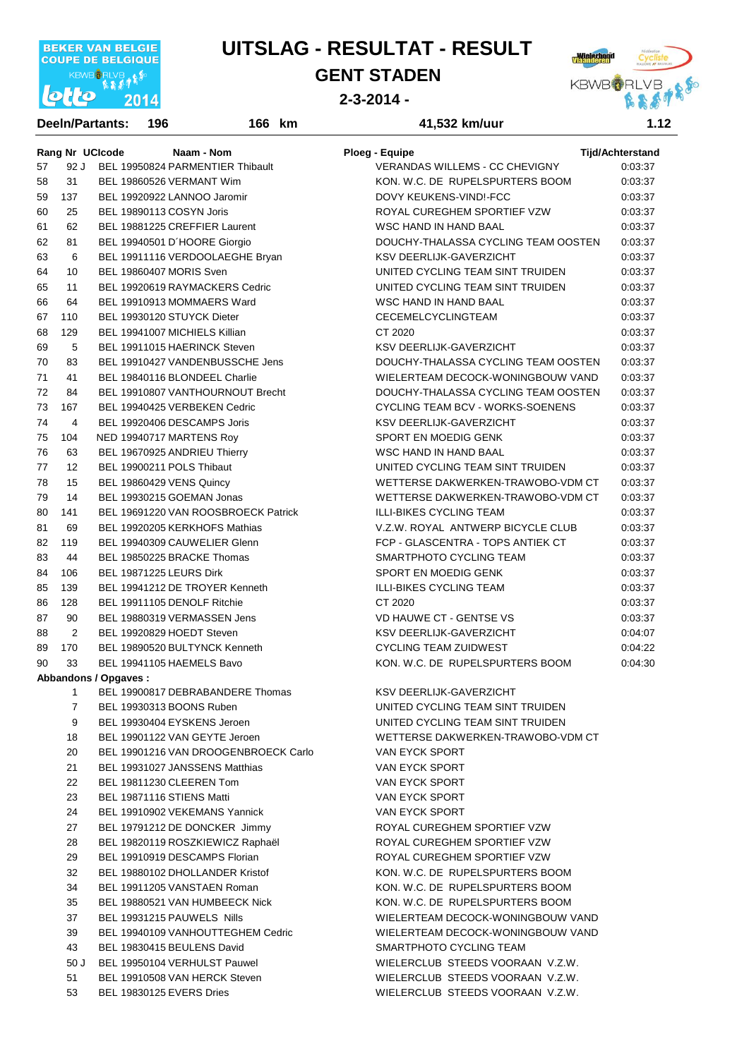BEKER VAN BELGIE
COUPE DE BELGIQUE
KBWB RLVB
lotto 2014

# UITSLAG - RESULTAT - RESULT

## GENT STADEN

**2-3-2014 -**

**Deeln/Partants: 196** | **166 km** | **41,532 km/uur** | **1.12**

| Rang | Nr | UCIcode | Naam - Nom | Ploeg - Equipe | Tijd/Achterstand |
|---|---|---|---|---|---|
| 57 | 92 J | BEL 19950824 | PARMENTIER Thibault | VERANDAS WILLEMS - CC CHEVIGNY | 0:03:37 |
| 58 | 31 | BEL 19860526 | VERMANT Wim | KON. W.C. DE RUPELSPURTERS BOOM | 0:03:37 |
| 59 | 137 | BEL 19920922 | LANNOO Jaromir | DOVY KEUKENS-VIND!-FCC | 0:03:37 |
| 60 | 25 | BEL 19890113 | COSYN Joris | ROYAL CUREGHEM SPORTIEF VZW | 0:03:37 |
| 61 | 62 | BEL 19881225 | CREFFIER Laurent | WSC HAND IN HAND BAAL | 0:03:37 |
| 62 | 81 | BEL 19940501 | D´HOORE Giorgio | DOUCHY-THALASSA CYCLING TEAM OOSTEN | 0:03:37 |
| 63 | 6 | BEL 19911116 | VERDOOLAEGHE Bryan | KSV DEERLIJK-GAVERZICHT | 0:03:37 |
| 64 | 10 | BEL 19860407 | MORIS Sven | UNITED CYCLING TEAM SINT TRUIDEN | 0:03:37 |
| 65 | 11 | BEL 19920619 | RAYMACKERS Cedric | UNITED CYCLING TEAM SINT TRUIDEN | 0:03:37 |
| 66 | 64 | BEL 19910913 | MOMMAERS Ward | WSC HAND IN HAND BAAL | 0:03:37 |
| 67 | 110 | BEL 19930120 | STUYCK Dieter | CECEMELCYCLINGTEAM | 0:03:37 |
| 68 | 129 | BEL 19941007 | MICHIELS Killian | CT 2020 | 0:03:37 |
| 69 | 5 | BEL 19911015 | HAERINCK Steven | KSV DEERLIJK-GAVERZICHT | 0:03:37 |
| 70 | 83 | BEL 19910427 | VANDENBUSSCHE Jens | DOUCHY-THALASSA CYCLING TEAM OOSTEN | 0:03:37 |
| 71 | 41 | BEL 19840116 | BLONDEEL Charlie | WIELERTEAM DECOCK-WONINGBOUW VAND | 0:03:37 |
| 72 | 84 | BEL 19910807 | VANTHOURNOUT Brecht | DOUCHY-THALASSA CYCLING TEAM OOSTEN | 0:03:37 |
| 73 | 167 | BEL 19940425 | VERBEKEN Cedric | CYCLING TEAM BCV - WORKS-SOENENS | 0:03:37 |
| 74 | 4 | BEL 19920406 | DESCAMPS Joris | KSV DEERLIJK-GAVERZICHT | 0:03:37 |
| 75 | 104 | NED 19940717 | MARTENS Roy | SPORT EN MOEDIG GENK | 0:03:37 |
| 76 | 63 | BEL 19670925 | ANDRIEU Thierry | WSC HAND IN HAND BAAL | 0:03:37 |
| 77 | 12 | BEL 19900211 | POLS Thibaut | UNITED CYCLING TEAM SINT TRUIDEN | 0:03:37 |
| 78 | 15 | BEL 19860429 | VENS Quincy | WETTERSE DAKWERKEN-TRAWOBO-VDM CT | 0:03:37 |
| 79 | 14 | BEL 19930215 | GOEMAN Jonas | WETTERSE DAKWERKEN-TRAWOBO-VDM CT | 0:03:37 |
| 80 | 141 | BEL 19691220 | VAN ROOSBROECK Patrick | ILLI-BIKES CYCLING TEAM | 0:03:37 |
| 81 | 69 | BEL 19920205 | KERKHOFS Mathias | V.Z.W. ROYAL ANTWERP BICYCLE CLUB | 0:03:37 |
| 82 | 119 | BEL 19940309 | CAUWELIER Glenn | FCP - GLASCENTRA - TOPS ANTIEK CT | 0:03:37 |
| 83 | 44 | BEL 19850225 | BRACKE Thomas | SMARTPHOTO CYCLING TEAM | 0:03:37 |
| 84 | 106 | BEL 19871225 | LEURS Dirk | SPORT EN MOEDIG GENK | 0:03:37 |
| 85 | 139 | BEL 19941212 | DE TROYER Kenneth | ILLI-BIKES CYCLING TEAM | 0:03:37 |
| 86 | 128 | BEL 19911105 | DENOLF Ritchie | CT 2020 | 0:03:37 |
| 87 | 90 | BEL 19880319 | VERMASSEN Jens | VD HAUWE CT - GENTSE VS | 0:03:37 |
| 88 | 2 | BEL 19920829 | HOEDT Steven | KSV DEERLIJK-GAVERZICHT | 0:04:07 |
| 89 | 170 | BEL 19890520 | BULTYNCK Kenneth | CYCLING TEAM ZUIDWEST | 0:04:22 |
| 90 | 33 | BEL 19941105 | HAEMELS Bavo | KON. W.C. DE RUPELSPURTERS BOOM | 0:04:30 |

**Abbandons / Opgaves :**

| Nr | UCIcode | Naam - Nom | Ploeg - Equipe |
|---|---|---|---|
| 1 | BEL 19900817 | DEBRABANDERE Thomas | KSV DEERLIJK-GAVERZICHT |
| 7 | BEL 19930313 | BOONS Ruben | UNITED CYCLING TEAM SINT TRUIDEN |
| 9 | BEL 19930404 | EYSKENS Jeroen | UNITED CYCLING TEAM SINT TRUIDEN |
| 18 | BEL 19901122 | VAN GEYTE Jeroen | WETTERSE DAKWERKEN-TRAWOBO-VDM CT |
| 20 | BEL 19901216 | VAN DROOGENBROECK Carlo | VAN EYCK SPORT |
| 21 | BEL 19931027 | JANSSENS Matthias | VAN EYCK SPORT |
| 22 | BEL 19811230 | CLEEREN Tom | VAN EYCK SPORT |
| 23 | BEL 19871116 | STIENS Matti | VAN EYCK SPORT |
| 24 | BEL 19910902 | VEKEMANS Yannick | VAN EYCK SPORT |
| 27 | BEL 19791212 | DE DONCKER Jimmy | ROYAL CUREGHEM SPORTIEF VZW |
| 28 | BEL 19820119 | ROSZKIEWICZ Raphaël | ROYAL CUREGHEM SPORTIEF VZW |
| 29 | BEL 19910919 | DESCAMPS Florian | ROYAL CUREGHEM SPORTIEF VZW |
| 32 | BEL 19880102 | DHOLLANDER Kristof | KON. W.C. DE RUPELSPURTERS BOOM |
| 34 | BEL 19911205 | VANSTAEN Roman | KON. W.C. DE RUPELSPURTERS BOOM |
| 35 | BEL 19880521 | VAN HUMBEECK Nick | KON. W.C. DE RUPELSPURTERS BOOM |
| 37 | BEL 19931215 | PAUWELS Nills | WIELERTEAM DECOCK-WONINGBOUW VAND |
| 39 | BEL 19940109 | VANHOUTTEGHEM Cedric | WIELERTEAM DECOCK-WONINGBOUW VAND |
| 43 | BEL 19830415 | BEULENS David | SMARTPHOTO CYCLING TEAM |
| 50 J | BEL 19950104 | VERHULST Pauwel | WIELERCLUB STEEDS VOORAAN V.Z.W. |
| 51 | BEL 19910508 | VAN HERCK Steven | WIELERCLUB STEEDS VOORAAN V.Z.W. |
| 53 | BEL 19830125 | EVERS Dries | WIELERCLUB STEEDS VOORAAN V.Z.W. |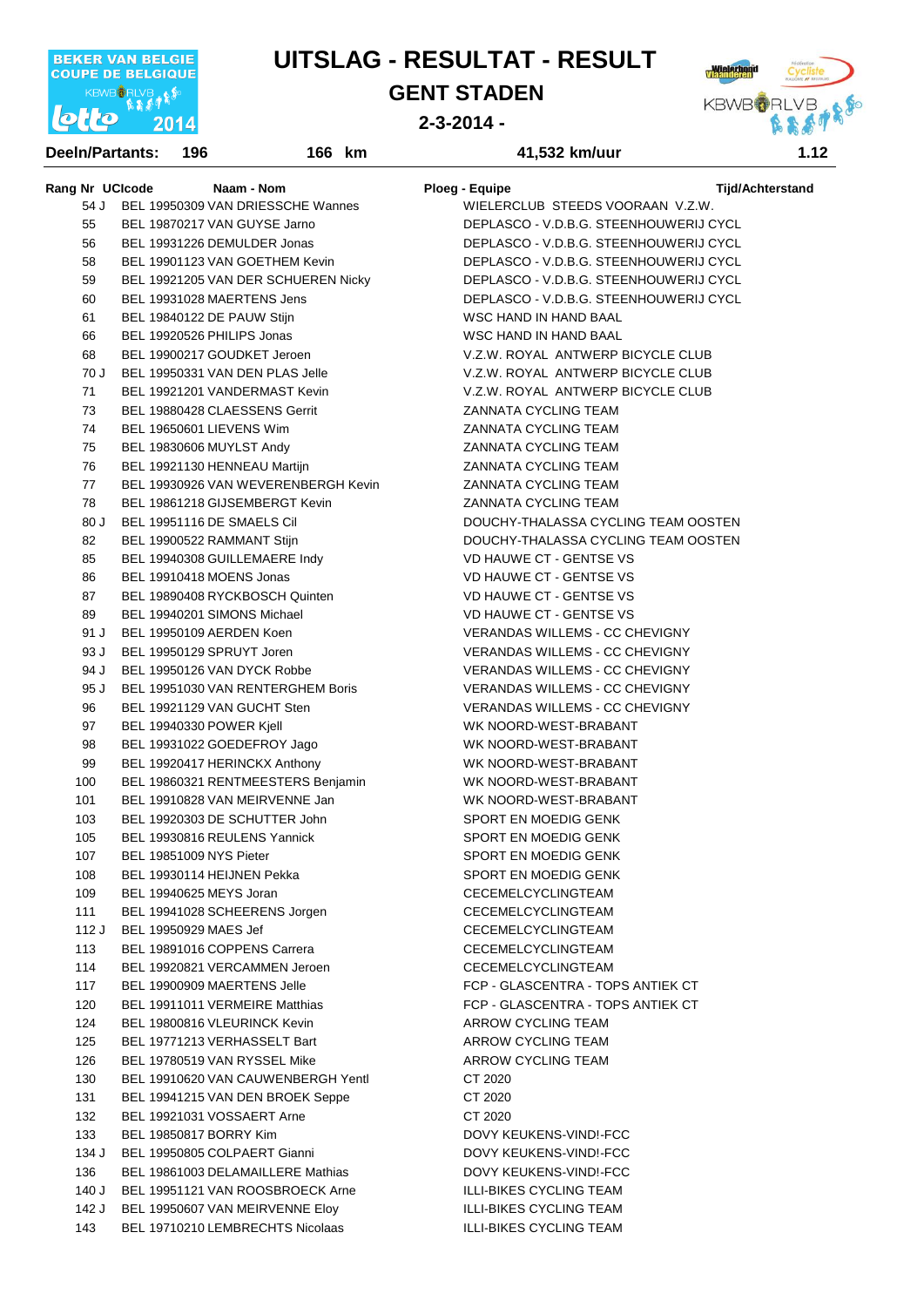BEKER VAN BELGIE
COUPE DE BELGIQUE
KBWB RLVB
lotto 2014

# UITSLAG - RESULTAT - RESULT

## GENT STADEN

**2-3-2014 -**

**Deeln/Partants: 196 166 km 41,532 km/uur 1.12**

| Rang | Nr | UCIcode | Naam - Nom | Ploeg - Equipe | Tijd/Achterstand |
|---|---|---|---|---|---|
| 54 | J | BEL 19950309 | VAN DRIESSCHE Wannes | WIELERCLUB STEEDS VOORAAN V.Z.W. | |
| 55 | | BEL 19870217 | VAN GUYSE Jarno | DEPLASCO - V.D.B.G. STEENHOUWERIJ CYCL | |
| 56 | | BEL 19931226 | DEMULDER Jonas | DEPLASCO - V.D.B.G. STEENHOUWERIJ CYCL | |
| 58 | | BEL 19901123 | VAN GOETHEM Kevin | DEPLASCO - V.D.B.G. STEENHOUWERIJ CYCL | |
| 59 | | BEL 19921205 | VAN DER SCHUEREN Nicky | DEPLASCO - V.D.B.G. STEENHOUWERIJ CYCL | |
| 60 | | BEL 19931028 | MAERTENS Jens | DEPLASCO - V.D.B.G. STEENHOUWERIJ CYCL | |
| 61 | | BEL 19840122 | DE PAUW Stijn | WSC HAND IN HAND BAAL | |
| 66 | | BEL 19920526 | PHILIPS Jonas | WSC HAND IN HAND BAAL | |
| 68 | | BEL 19900217 | GOUDKET Jeroen | V.Z.W. ROYAL ANTWERP BICYCLE CLUB | |
| 70 | J | BEL 19950331 | VAN DEN PLAS Jelle | V.Z.W. ROYAL ANTWERP BICYCLE CLUB | |
| 71 | | BEL 19921201 | VANDERMAST Kevin | V.Z.W. ROYAL ANTWERP BICYCLE CLUB | |
| 73 | | BEL 19880428 | CLAESSENS Gerrit | ZANNATA CYCLING TEAM | |
| 74 | | BEL 19650601 | LIEVENS Wim | ZANNATA CYCLING TEAM | |
| 75 | | BEL 19830606 | MUYLST Andy | ZANNATA CYCLING TEAM | |
| 76 | | BEL 19921130 | HENNEAU Martijn | ZANNATA CYCLING TEAM | |
| 77 | | BEL 19930926 | VAN WEVERENBERGH Kevin | ZANNATA CYCLING TEAM | |
| 78 | | BEL 19861218 | GIJSEMBERGT Kevin | ZANNATA CYCLING TEAM | |
| 80 | J | BEL 19951116 | DE SMAELS Cil | DOUCHY-THALASSA CYCLING TEAM OOSTEN | |
| 82 | | BEL 19900522 | RAMMANT Stijn | DOUCHY-THALASSA CYCLING TEAM OOSTEN | |
| 85 | | BEL 19940308 | GUILLEMAERE Indy | VD HAUWE CT - GENTSE VS | |
| 86 | | BEL 19910418 | MOENS Jonas | VD HAUWE CT - GENTSE VS | |
| 87 | | BEL 19890408 | RYCKBOSCH Quinten | VD HAUWE CT - GENTSE VS | |
| 89 | | BEL 19940201 | SIMONS Michael | VD HAUWE CT - GENTSE VS | |
| 91 | J | BEL 19950109 | AERDEN Koen | VERANDAS WILLEMS - CC CHEVIGNY | |
| 93 | J | BEL 19950129 | SPRUYT Joren | VERANDAS WILLEMS - CC CHEVIGNY | |
| 94 | J | BEL 19950126 | VAN DYCK Robbe | VERANDAS WILLEMS - CC CHEVIGNY | |
| 95 | J | BEL 19951030 | VAN RENTERGHEM Boris | VERANDAS WILLEMS - CC CHEVIGNY | |
| 96 | | BEL 19921129 | VAN GUCHT Sten | VERANDAS WILLEMS - CC CHEVIGNY | |
| 97 | | BEL 19940330 | POWER Kjell | WK NOORD-WEST-BRABANT | |
| 98 | | BEL 19931022 | GOEDEFROY Jago | WK NOORD-WEST-BRABANT | |
| 99 | | BEL 19920417 | HERINCKX Anthony | WK NOORD-WEST-BRABANT | |
| 100 | | BEL 19860321 | RENTMEESTERS Benjamin | WK NOORD-WEST-BRABANT | |
| 101 | | BEL 19910828 | VAN MEIRVENNE Jan | WK NOORD-WEST-BRABANT | |
| 103 | | BEL 19920303 | DE SCHUTTER John | SPORT EN MOEDIG GENK | |
| 105 | | BEL 19930816 | REULENS Yannick | SPORT EN MOEDIG GENK | |
| 107 | | BEL 19851009 | NYS Pieter | SPORT EN MOEDIG GENK | |
| 108 | | BEL 19930114 | HEIJNEN Pekka | SPORT EN MOEDIG GENK | |
| 109 | | BEL 19940625 | MEYS Joran | CECEMELCYCLINGTEAM | |
| 111 | | BEL 19941028 | SCHEERENS Jorgen | CECEMELCYCLINGTEAM | |
| 112 | J | BEL 19950929 | MAES Jef | CECEMELCYCLINGTEAM | |
| 113 | | BEL 19891016 | COPPENS Carrera | CECEMELCYCLINGTEAM | |
| 114 | | BEL 19920821 | VERCAMMEN Jeroen | CECEMELCYCLINGTEAM | |
| 117 | | BEL 19900909 | MAERTENS Jelle | FCP - GLASCENTRA - TOPS ANTIEK CT | |
| 120 | | BEL 19911011 | VERMEIRE Matthias | FCP - GLASCENTRA - TOPS ANTIEK CT | |
| 124 | | BEL 19800816 | VLEURINCK Kevin | ARROW CYCLING TEAM | |
| 125 | | BEL 19771213 | VERHASSELT Bart | ARROW CYCLING TEAM | |
| 126 | | BEL 19780519 | VAN RYSSEL Mike | ARROW CYCLING TEAM | |
| 130 | | BEL 19910620 | VAN CAUWENBERGH Yentl | CT 2020 | |
| 131 | | BEL 19941215 | VAN DEN BROEK Seppe | CT 2020 | |
| 132 | | BEL 19921031 | VOSSAERT Arne | CT 2020 | |
| 133 | | BEL 19850817 | BORRY Kim | DOVY KEUKENS-VIND!-FCC | |
| 134 | J | BEL 19950805 | COLPAERT Gianni | DOVY KEUKENS-VIND!-FCC | |
| 136 | | BEL 19861003 | DELAMAILLERE Mathias | DOVY KEUKENS-VIND!-FCC | |
| 140 | J | BEL 19951121 | VAN ROOSBROECK Arne | ILLI-BIKES CYCLING TEAM | |
| 142 | J | BEL 19950607 | VAN MEIRVENNE Eloy | ILLI-BIKES CYCLING TEAM | |
| 143 | | BEL 19710210 | LEMBRECHTS Nicolaas | ILLI-BIKES CYCLING TEAM | |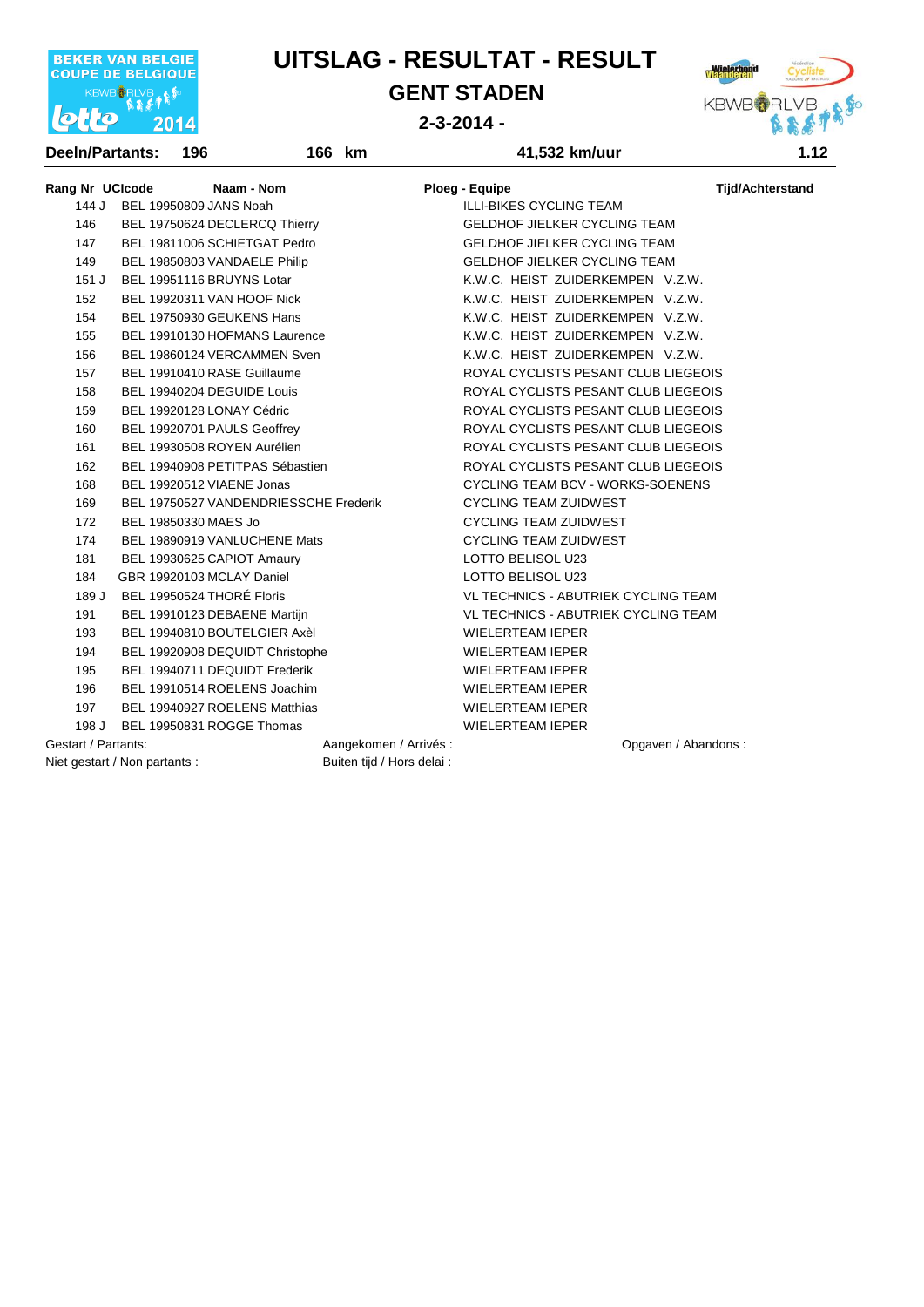# UITSLAG - RESULTAT - RESULT

## GENT STADEN

**2-3-2014 -**

**Deeln/Partants: 196** | **166 km** | **41,532 km/uur** | **1.12**

| Rang Nr | UCIcode | Naam - Nom | Ploeg - Equipe | Tijd/Achterstand |
|---|---|---|---|---|
| 144 J | BEL 19950809 | JANS Noah | ILLI-BIKES CYCLING TEAM | |
| 146 | BEL 19750624 | DECLERCQ Thierry | GELDHOF JIELKER CYCLING TEAM | |
| 147 | BEL 19811006 | SCHIETGAT Pedro | GELDHOF JIELKER CYCLING TEAM | |
| 149 | BEL 19850803 | VANDAELE Philip | GELDHOF JIELKER CYCLING TEAM | |
| 151 J | BEL 19951116 | BRUYNS Lotar | K.W.C. HEIST ZUIDERKEMPEN V.Z.W. | |
| 152 | BEL 19920311 | VAN HOOF Nick | K.W.C. HEIST ZUIDERKEMPEN V.Z.W. | |
| 154 | BEL 19750930 | GEUKENS Hans | K.W.C. HEIST ZUIDERKEMPEN V.Z.W. | |
| 155 | BEL 19910130 | HOFMANS Laurence | K.W.C. HEIST ZUIDERKEMPEN V.Z.W. | |
| 156 | BEL 19860124 | VERCAMMEN Sven | K.W.C. HEIST ZUIDERKEMPEN V.Z.W. | |
| 157 | BEL 19910410 | RASE Guillaume | ROYAL CYCLISTS PESANT CLUB LIEGEOIS | |
| 158 | BEL 19940204 | DEGUIDE Louis | ROYAL CYCLISTS PESANT CLUB LIEGEOIS | |
| 159 | BEL 19920128 | LONAY Cédric | ROYAL CYCLISTS PESANT CLUB LIEGEOIS | |
| 160 | BEL 19920701 | PAULS Geoffrey | ROYAL CYCLISTS PESANT CLUB LIEGEOIS | |
| 161 | BEL 19930508 | ROYEN Aurélien | ROYAL CYCLISTS PESANT CLUB LIEGEOIS | |
| 162 | BEL 19940908 | PETITPAS Sébastien | ROYAL CYCLISTS PESANT CLUB LIEGEOIS | |
| 168 | BEL 19920512 | VIAENE Jonas | CYCLING TEAM BCV - WORKS-SOENENS | |
| 169 | BEL 19750527 | VANDENDRIESSCHE Frederik | CYCLING TEAM ZUIDWEST | |
| 172 | BEL 19850330 | MAES Jo | CYCLING TEAM ZUIDWEST | |
| 174 | BEL 19890919 | VANLUCHENE Mats | CYCLING TEAM ZUIDWEST | |
| 181 | BEL 19930625 | CAPIOT Amaury | LOTTO BELISOL U23 | |
| 184 | GBR 19920103 | MCLAY Daniel | LOTTO BELISOL U23 | |
| 189 J | BEL 19950524 | THORÉ Floris | VL TECHNICS - ABUTRIEK CYCLING TEAM | |
| 191 | BEL 19910123 | DEBAENE Martijn | VL TECHNICS - ABUTRIEK CYCLING TEAM | |
| 193 | BEL 19940810 | BOUTELGIER Axèl | WIELERTEAM IEPER | |
| 194 | BEL 19920908 | DEQUIDT Christophe | WIELERTEAM IEPER | |
| 195 | BEL 19940711 | DEQUIDT Frederik | WIELERTEAM IEPER | |
| 196 | BEL 19910514 | ROELENS Joachim | WIELERTEAM IEPER | |
| 197 | BEL 19940927 | ROELENS Matthias | WIELERTEAM IEPER | |
| 198 J | BEL 19950831 | ROGGE Thomas | WIELERTEAM IEPER | |

Gestart / Partants: Aangekomen / Arrivés : Opgaven / Abandons :

Niet gestart / Non partants : Buiten tijd / Hors delai :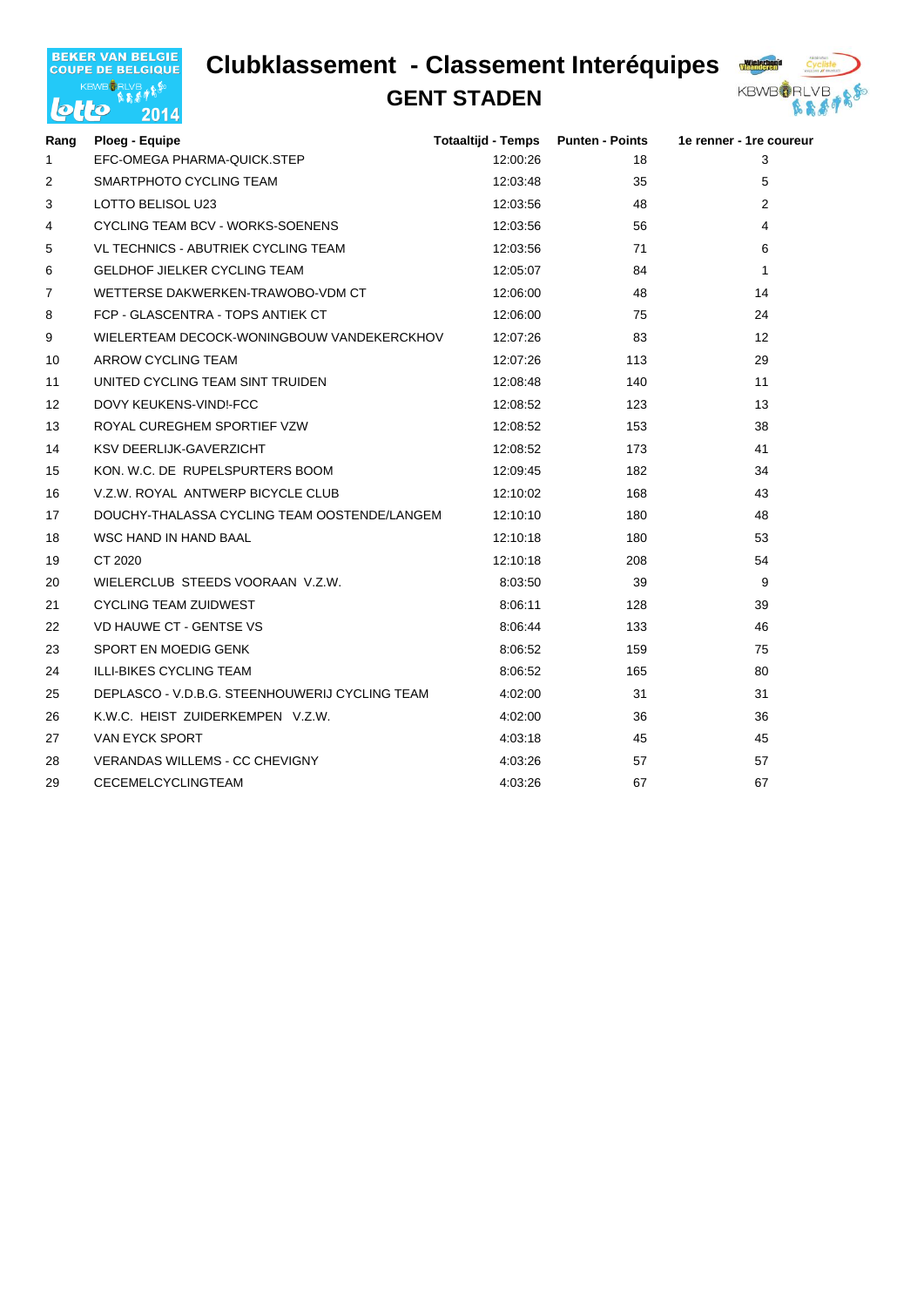# Clubklassement - Classement Interéquipes

## GENT STADEN

| Rang | Ploeg - Equipe | Totaaltijd - Temps | Punten - Points | 1e renner - 1re coureur |
|---|---|---|---|---|
| 1 | EFC-OMEGA PHARMA-QUICK.STEP | 12:00:26 | 18 | 3 |
| 2 | SMARTPHOTO CYCLING TEAM | 12:03:48 | 35 | 5 |
| 3 | LOTTO BELISOL U23 | 12:03:56 | 48 | 2 |
| 4 | CYCLING TEAM BCV - WORKS-SOENENS | 12:03:56 | 56 | 4 |
| 5 | VL TECHNICS - ABUTRIEK CYCLING TEAM | 12:03:56 | 71 | 6 |
| 6 | GELDHOF JIELKER CYCLING TEAM | 12:05:07 | 84 | 1 |
| 7 | WETTERSE DAKWERKEN-TRAWOBO-VDM CT | 12:06:00 | 48 | 14 |
| 8 | FCP - GLASCENTRA - TOPS ANTIEK CT | 12:06:00 | 75 | 24 |
| 9 | WIELERTEAM DECOCK-WONINGBOUW VANDEKERCKHOV | 12:07:26 | 83 | 12 |
| 10 | ARROW CYCLING TEAM | 12:07:26 | 113 | 29 |
| 11 | UNITED CYCLING TEAM SINT TRUIDEN | 12:08:48 | 140 | 11 |
| 12 | DOVY KEUKENS-VIND!-FCC | 12:08:52 | 123 | 13 |
| 13 | ROYAL CUREGHEM SPORTIEF VZW | 12:08:52 | 153 | 38 |
| 14 | KSV DEERLIJK-GAVERZICHT | 12:08:52 | 173 | 41 |
| 15 | KON. W.C. DE RUPELSPURTERS BOOM | 12:09:45 | 182 | 34 |
| 16 | V.Z.W. ROYAL ANTWERP BICYCLE CLUB | 12:10:02 | 168 | 43 |
| 17 | DOUCHY-THALASSA CYCLING TEAM OOSTENDE/LANGEM | 12:10:10 | 180 | 48 |
| 18 | WSC HAND IN HAND BAAL | 12:10:18 | 180 | 53 |
| 19 | CT 2020 | 12:10:18 | 208 | 54 |
| 20 | WIELERCLUB STEEDS VOORAAN V.Z.W. | 8:03:50 | 39 | 9 |
| 21 | CYCLING TEAM ZUIDWEST | 8:06:11 | 128 | 39 |
| 22 | VD HAUWE CT - GENTSE VS | 8:06:44 | 133 | 46 |
| 23 | SPORT EN MOEDIG GENK | 8:06:52 | 159 | 75 |
| 24 | ILLI-BIKES CYCLING TEAM | 8:06:52 | 165 | 80 |
| 25 | DEPLASCO - V.D.B.G. STEENHOUWERIJ CYCLING TEAM | 4:02:00 | 31 | 31 |
| 26 | K.W.C. HEIST ZUIDERKEMPEN V.Z.W. | 4:02:00 | 36 | 36 |
| 27 | VAN EYCK SPORT | 4:03:18 | 45 | 45 |
| 28 | VERANDAS WILLEMS - CC CHEVIGNY | 4:03:26 | 57 | 57 |
| 29 | CECEMELCYCLINGTEAM | 4:03:26 | 67 | 67 |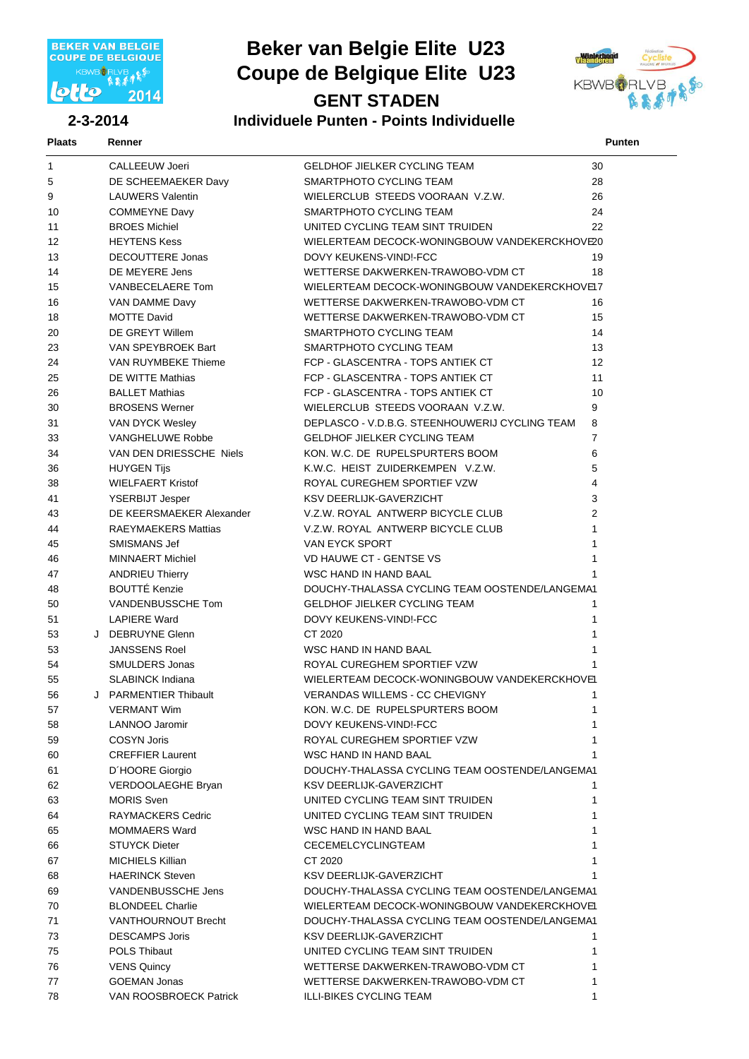# Beker van Belgie Elite U23
# Coupe de Belgique Elite U23
## GENT STADEN

**2-3-2014**

### Individuele Punten - Points Individuelle

| Plaats | | Renner | | Punten |
|---|---|---|---|---|
| 1 | | CALLEEUW Joeri | GELDHOF JIELKER CYCLING TEAM | 30 |
| 5 | | DE SCHEEMAEKER Davy | SMARTPHOTO CYCLING TEAM | 28 |
| 9 | | LAUWERS Valentin | WIELERCLUB STEEDS VOORAAN V.Z.W. | 26 |
| 10 | | COMMEYNE Davy | SMARTPHOTO CYCLING TEAM | 24 |
| 11 | | BROES Michiel | UNITED CYCLING TEAM SINT TRUIDEN | 22 |
| 12 | | HEYTENS Kess | WIELERTEAM DECOCK-WONINGBOUW VANDEKERCKHOVE | 20 |
| 13 | | DECOUTTERE Jonas | DOVY KEUKENS-VIND!-FCC | 19 |
| 14 | | DE MEYERE Jens | WETTERSE DAKWERKEN-TRAWOBO-VDM CT | 18 |
| 15 | | VANBECELAERE Tom | WIELERTEAM DECOCK-WONINGBOUW VANDEKERCKHOVE | 17 |
| 16 | | VAN DAMME Davy | WETTERSE DAKWERKEN-TRAWOBO-VDM CT | 16 |
| 18 | | MOTTE David | WETTERSE DAKWERKEN-TRAWOBO-VDM CT | 15 |
| 20 | | DE GREYT Willem | SMARTPHOTO CYCLING TEAM | 14 |
| 23 | | VAN SPEYBROEK Bart | SMARTPHOTO CYCLING TEAM | 13 |
| 24 | | VAN RUYMBEKE Thieme | FCP - GLASCENTRA - TOPS ANTIEK CT | 12 |
| 25 | | DE WITTE Mathias | FCP - GLASCENTRA - TOPS ANTIEK CT | 11 |
| 26 | | BALLET Mathias | FCP - GLASCENTRA - TOPS ANTIEK CT | 10 |
| 30 | | BROSENS Werner | WIELERCLUB STEEDS VOORAAN V.Z.W. | 9 |
| 31 | | VAN DYCK Wesley | DEPLASCO - V.D.B.G. STEENHOUWERIJ CYCLING TEAM | 8 |
| 33 | | VANGHELUWE Robbe | GELDHOF JIELKER CYCLING TEAM | 7 |
| 34 | | VAN DEN DRIESSCHE Niels | KON. W.C. DE RUPELSPURTERS BOOM | 6 |
| 36 | | HUYGEN Tijs | K.W.C. HEIST ZUIDERKEMPEN V.Z.W. | 5 |
| 38 | | WIELFAERT Kristof | ROYAL CUREGHEM SPORTIEF VZW | 4 |
| 41 | | YSERBIJT Jesper | KSV DEERLIJK-GAVERZICHT | 3 |
| 43 | | DE KEERSMAEKER Alexander | V.Z.W. ROYAL ANTWERP BICYCLE CLUB | 2 |
| 44 | | RAEYMAEKERS Mattias | V.Z.W. ROYAL ANTWERP BICYCLE CLUB | 1 |
| 45 | | SMISMANS Jef | VAN EYCK SPORT | 1 |
| 46 | | MINNAERT Michiel | VD HAUWE CT - GENTSE VS | 1 |
| 47 | | ANDRIEU Thierry | WSC HAND IN HAND BAAL | 1 |
| 48 | | BOUTTÉ Kenzie | DOUCHY-THALASSA CYCLING TEAM OOSTENDE/LANGEMA | 1 |
| 50 | | VANDENBUSSCHE Tom | GELDHOF JIELKER CYCLING TEAM | 1 |
| 51 | | LAPIERE Ward | DOVY KEUKENS-VIND!-FCC | 1 |
| 53 | J | DEBRUYNE Glenn | CT 2020 | 1 |
| 53 | | JANSSENS Roel | WSC HAND IN HAND BAAL | 1 |
| 54 | | SMULDERS Jonas | ROYAL CUREGHEM SPORTIEF VZW | 1 |
| 55 | | SLABINCK Indiana | WIELERTEAM DECOCK-WONINGBOUW VANDEKERCKHOVE | 1 |
| 56 | J | PARMENTIER Thibault | VERANDAS WILLEMS - CC CHEVIGNY | 1 |
| 57 | | VERMANT Wim | KON. W.C. DE RUPELSPURTERS BOOM | 1 |
| 58 | | LANNOO Jaromir | DOVY KEUKENS-VIND!-FCC | 1 |
| 59 | | COSYN Joris | ROYAL CUREGHEM SPORTIEF VZW | 1 |
| 60 | | CREFFIER Laurent | WSC HAND IN HAND BAAL | 1 |
| 61 | | D´HOORE Giorgio | DOUCHY-THALASSA CYCLING TEAM OOSTENDE/LANGEMA | 1 |
| 62 | | VERDOOLAEGHE Bryan | KSV DEERLIJK-GAVERZICHT | 1 |
| 63 | | MORIS Sven | UNITED CYCLING TEAM SINT TRUIDEN | 1 |
| 64 | | RAYMACKERS Cedric | UNITED CYCLING TEAM SINT TRUIDEN | 1 |
| 65 | | MOMMAERS Ward | WSC HAND IN HAND BAAL | 1 |
| 66 | | STUYCK Dieter | CECEMELCYCLINGTEAM | 1 |
| 67 | | MICHIELS Killian | CT 2020 | 1 |
| 68 | | HAERINCK Steven | KSV DEERLIJK-GAVERZICHT | 1 |
| 69 | | VANDENBUSSCHE Jens | DOUCHY-THALASSA CYCLING TEAM OOSTENDE/LANGEMA | 1 |
| 70 | | BLONDEEL Charlie | WIELERTEAM DECOCK-WONINGBOUW VANDEKERCKHOVE | 1 |
| 71 | | VANTHOURNOUT Brecht | DOUCHY-THALASSA CYCLING TEAM OOSTENDE/LANGEMA | 1 |
| 73 | | DESCAMPS Joris | KSV DEERLIJK-GAVERZICHT | 1 |
| 75 | | POLS Thibaut | UNITED CYCLING TEAM SINT TRUIDEN | 1 |
| 76 | | VENS Quincy | WETTERSE DAKWERKEN-TRAWOBO-VDM CT | 1 |
| 77 | | GOEMAN Jonas | WETTERSE DAKWERKEN-TRAWOBO-VDM CT | 1 |
| 78 | | VAN ROOSBROECK Patrick | ILLI-BIKES CYCLING TEAM | 1 |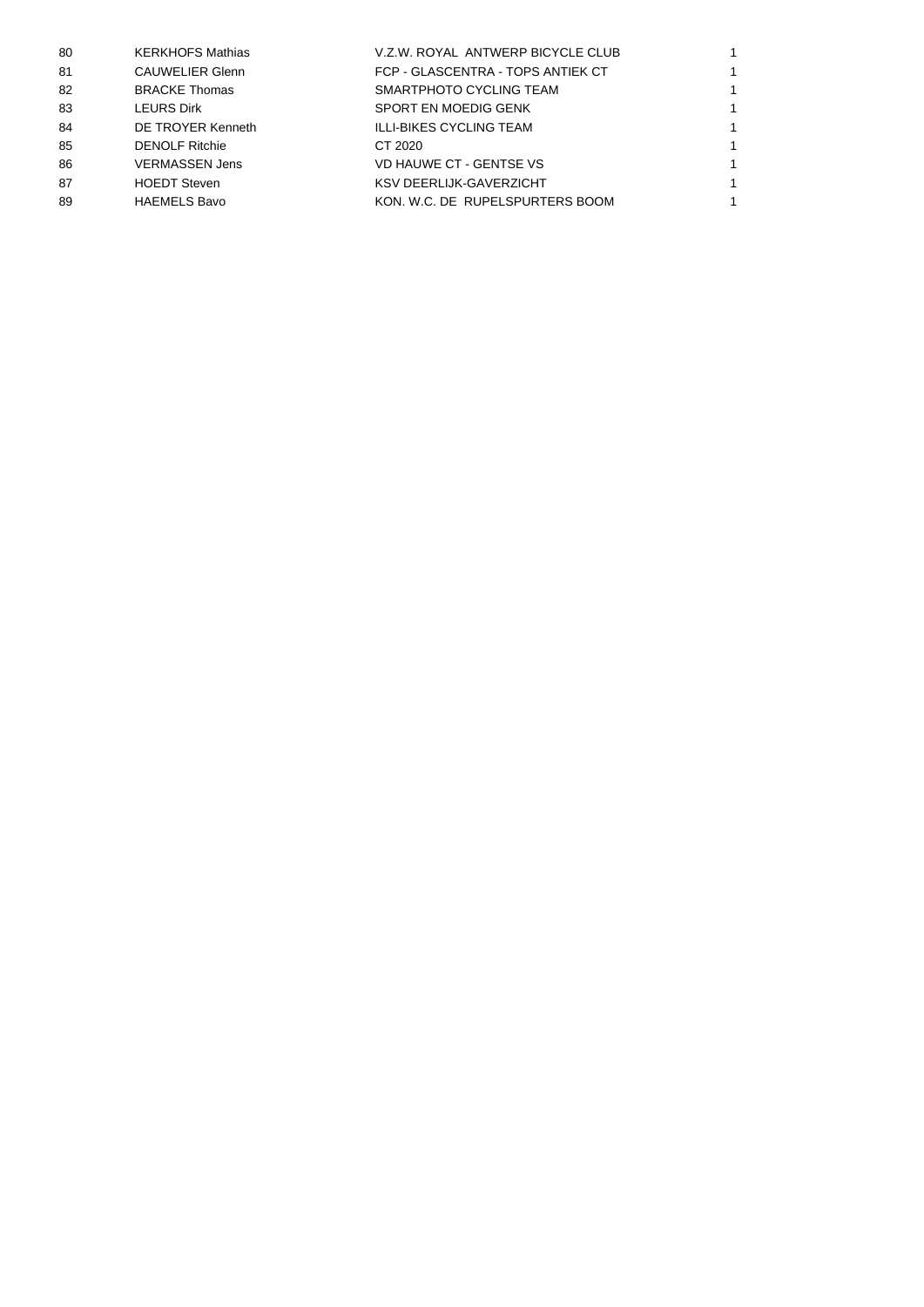| | | | |
|---|---|---|---|
| 80 | KERKHOFS Mathias | V.Z.W. ROYAL ANTWERP BICYCLE CLUB | 1 |
| 81 | CAUWELIER Glenn | FCP - GLASCENTRA - TOPS ANTIEK CT | 1 |
| 82 | BRACKE Thomas | SMARTPHOTO CYCLING TEAM | 1 |
| 83 | LEURS Dirk | SPORT EN MOEDIG GENK | 1 |
| 84 | DE TROYER Kenneth | ILLI-BIKES CYCLING TEAM | 1 |
| 85 | DENOLF Ritchie | CT 2020 | 1 |
| 86 | VERMASSEN Jens | VD HAUWE CT - GENTSE VS | 1 |
| 87 | HOEDT Steven | KSV DEERLIJK-GAVERZICHT | 1 |
| 89 | HAEMELS Bavo | KON. W.C. DE RUPELSPURTERS BOOM | 1 |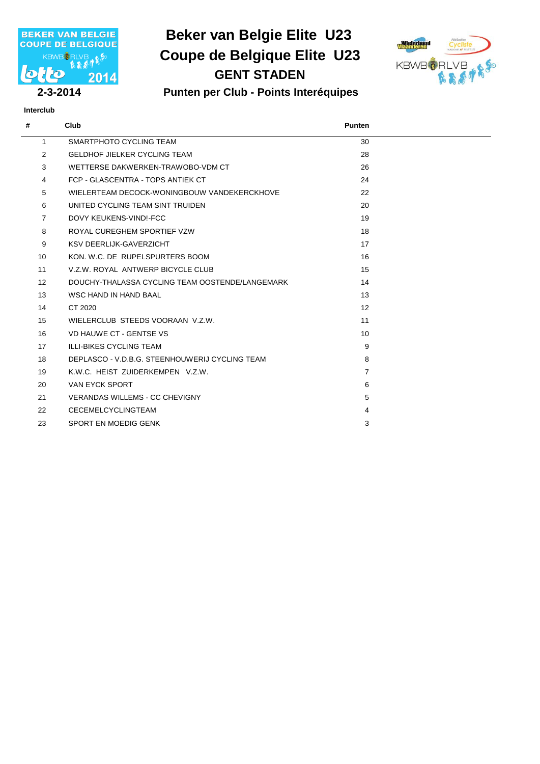# Beker van Belgie Elite U23
# Coupe de Belgique Elite U23
## GENT STADEN

**2-3-2014**

### Punten per Club - Points Interéquipes

**Interclub**

| # | Club | Punten |
|---|---|---|
| 1 | SMARTPHOTO CYCLING TEAM | 30 |
| 2 | GELDHOF JIELKER CYCLING TEAM | 28 |
| 3 | WETTERSE DAKWERKEN-TRAWOBO-VDM CT | 26 |
| 4 | FCP - GLASCENTRA - TOPS ANTIEK CT | 24 |
| 5 | WIELERTEAM DECOCK-WONINGBOUW VANDEKERCKHOVE | 22 |
| 6 | UNITED CYCLING TEAM SINT TRUIDEN | 20 |
| 7 | DOVY KEUKENS-VIND!-FCC | 19 |
| 8 | ROYAL CUREGHEM SPORTIEF VZW | 18 |
| 9 | KSV DEERLIJK-GAVERZICHT | 17 |
| 10 | KON. W.C. DE RUPELSPURTERS BOOM | 16 |
| 11 | V.Z.W. ROYAL ANTWERP BICYCLE CLUB | 15 |
| 12 | DOUCHY-THALASSA CYCLING TEAM OOSTENDE/LANGEMARK | 14 |
| 13 | WSC HAND IN HAND BAAL | 13 |
| 14 | CT 2020 | 12 |
| 15 | WIELERCLUB STEEDS VOORAAN V.Z.W. | 11 |
| 16 | VD HAUWE CT - GENTSE VS | 10 |
| 17 | ILLI-BIKES CYCLING TEAM | 9 |
| 18 | DEPLASCO - V.D.B.G. STEENHOUWERIJ CYCLING TEAM | 8 |
| 19 | K.W.C. HEIST ZUIDERKEMPEN V.Z.W. | 7 |
| 20 | VAN EYCK SPORT | 6 |
| 21 | VERANDAS WILLEMS - CC CHEVIGNY | 5 |
| 22 | CECEMELCYCLINGTEAM | 4 |
| 23 | SPORT EN MOEDIG GENK | 3 |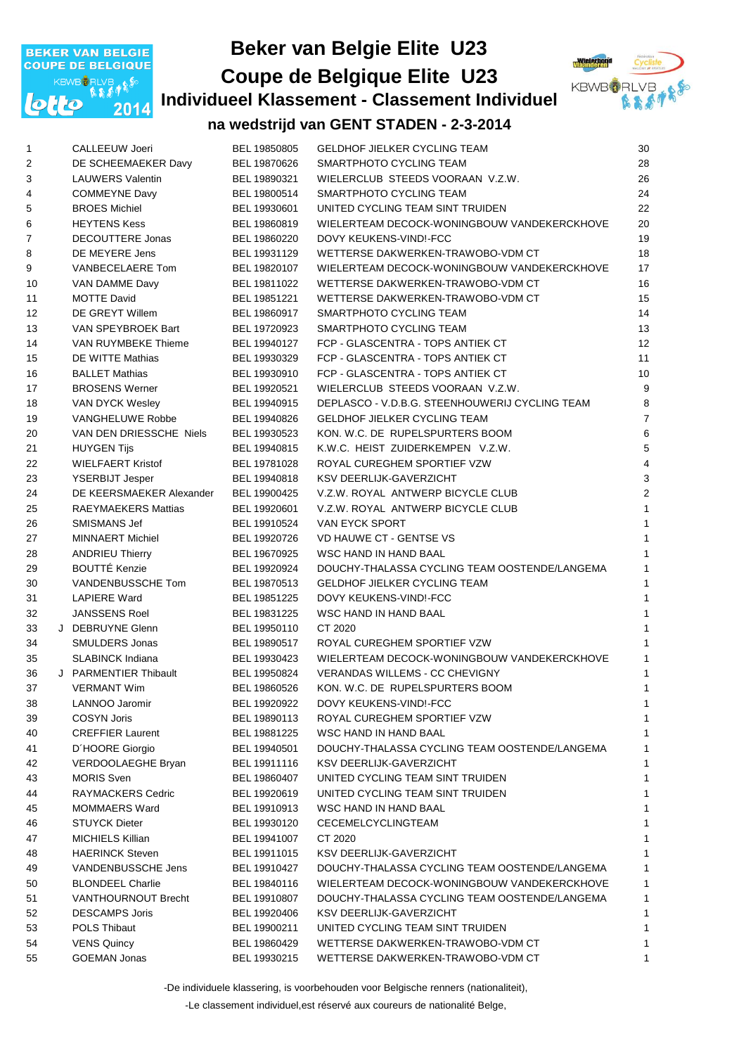# Beker van Belgie Elite U23

# Coupe de Belgique Elite U23

## Individueel Klassement - Classement Individuel

### na wedstrijd van GENT STADEN - 2-3-2014

| | | | | | |
|---|---|---|---|---|---|
| 1 | | CALLEEUW Joeri | BEL 19850805 | GELDHOF JIELKER CYCLING TEAM | 30 |
| 2 | | DE SCHEEMAEKER Davy | BEL 19870626 | SMARTPHOTO CYCLING TEAM | 28 |
| 3 | | LAUWERS Valentin | BEL 19890321 | WIELERCLUB STEEDS VOORAAN V.Z.W. | 26 |
| 4 | | COMMEYNE Davy | BEL 19800514 | SMARTPHOTO CYCLING TEAM | 24 |
| 5 | | BROES Michiel | BEL 19930601 | UNITED CYCLING TEAM SINT TRUIDEN | 22 |
| 6 | | HEYTENS Kess | BEL 19860819 | WIELERTEAM DECOCK-WONINGBOUW VANDEKERCKHOVE | 20 |
| 7 | | DECOUTTERE Jonas | BEL 19860220 | DOVY KEUKENS-VIND!-FCC | 19 |
| 8 | | DE MEYERE Jens | BEL 19931129 | WETTERSE DAKWERKEN-TRAWOBO-VDM CT | 18 |
| 9 | | VANBECELAERE Tom | BEL 19820107 | WIELERTEAM DECOCK-WONINGBOUW VANDEKERCKHOVE | 17 |
| 10 | | VAN DAMME Davy | BEL 19811022 | WETTERSE DAKWERKEN-TRAWOBO-VDM CT | 16 |
| 11 | | MOTTE David | BEL 19851221 | WETTERSE DAKWERKEN-TRAWOBO-VDM CT | 15 |
| 12 | | DE GREYT Willem | BEL 19860917 | SMARTPHOTO CYCLING TEAM | 14 |
| 13 | | VAN SPEYBROEK Bart | BEL 19720923 | SMARTPHOTO CYCLING TEAM | 13 |
| 14 | | VAN RUYMBEKE Thieme | BEL 19940127 | FCP - GLASCENTRA - TOPS ANTIEK CT | 12 |
| 15 | | DE WITTE Mathias | BEL 19930329 | FCP - GLASCENTRA - TOPS ANTIEK CT | 11 |
| 16 | | BALLET Mathias | BEL 19930910 | FCP - GLASCENTRA - TOPS ANTIEK CT | 10 |
| 17 | | BROSENS Werner | BEL 19920521 | WIELERCLUB STEEDS VOORAAN V.Z.W. | 9 |
| 18 | | VAN DYCK Wesley | BEL 19940915 | DEPLASCO - V.D.B.G. STEENHOUWERIJ CYCLING TEAM | 8 |
| 19 | | VANGHELUWE Robbe | BEL 19940826 | GELDHOF JIELKER CYCLING TEAM | 7 |
| 20 | | VAN DEN DRIESSCHE Niels | BEL 19930523 | KON. W.C. DE RUPELSPURTERS BOOM | 6 |
| 21 | | HUYGEN Tijs | BEL 19940815 | K.W.C. HEIST ZUIDERKEMPEN V.Z.W. | 5 |
| 22 | | WIELFAERT Kristof | BEL 19781028 | ROYAL CUREGHEM SPORTIEF VZW | 4 |
| 23 | | YSERBIJT Jesper | BEL 19940818 | KSV DEERLIJK-GAVERZICHT | 3 |
| 24 | | DE KEERSMAEKER Alexander | BEL 19900425 | V.Z.W. ROYAL ANTWERP BICYCLE CLUB | 2 |
| 25 | | RAEYMAEKERS Mattias | BEL 19920601 | V.Z.W. ROYAL ANTWERP BICYCLE CLUB | 1 |
| 26 | | SMISMANS Jef | BEL 19910524 | VAN EYCK SPORT | 1 |
| 27 | | MINNAERT Michiel | BEL 19920726 | VD HAUWE CT - GENTSE VS | 1 |
| 28 | | ANDRIEU Thierry | BEL 19670925 | WSC HAND IN HAND BAAL | 1 |
| 29 | | BOUTTÉ Kenzie | BEL 19920924 | DOUCHY-THALASSA CYCLING TEAM OOSTENDE/LANGEMA | 1 |
| 30 | | VANDENBUSSCHE Tom | BEL 19870513 | GELDHOF JIELKER CYCLING TEAM | 1 |
| 31 | | LAPIERE Ward | BEL 19851225 | DOVY KEUKENS-VIND!-FCC | 1 |
| 32 | | JANSSENS Roel | BEL 19831225 | WSC HAND IN HAND BAAL | 1 |
| 33 | J | DEBRUYNE Glenn | BEL 19950110 | CT 2020 | 1 |
| 34 | | SMULDERS Jonas | BEL 19890517 | ROYAL CUREGHEM SPORTIEF VZW | 1 |
| 35 | | SLABINCK Indiana | BEL 19930423 | WIELERTEAM DECOCK-WONINGBOUW VANDEKERCKHOVE | 1 |
| 36 | J | PARMENTIER Thibault | BEL 19950824 | VERANDAS WILLEMS - CC CHEVIGNY | 1 |
| 37 | | VERMANT Wim | BEL 19860526 | KON. W.C. DE RUPELSPURTERS BOOM | 1 |
| 38 | | LANNOO Jaromir | BEL 19920922 | DOVY KEUKENS-VIND!-FCC | 1 |
| 39 | | COSYN Joris | BEL 19890113 | ROYAL CUREGHEM SPORTIEF VZW | 1 |
| 40 | | CREFFIER Laurent | BEL 19881225 | WSC HAND IN HAND BAAL | 1 |
| 41 | | D´HOORE Giorgio | BEL 19940501 | DOUCHY-THALASSA CYCLING TEAM OOSTENDE/LANGEMA | 1 |
| 42 | | VERDOOLAEGHE Bryan | BEL 19911116 | KSV DEERLIJK-GAVERZICHT | 1 |
| 43 | | MORIS Sven | BEL 19860407 | UNITED CYCLING TEAM SINT TRUIDEN | 1 |
| 44 | | RAYMACKERS Cedric | BEL 19920619 | UNITED CYCLING TEAM SINT TRUIDEN | 1 |
| 45 | | MOMMAERS Ward | BEL 19910913 | WSC HAND IN HAND BAAL | 1 |
| 46 | | STUYCK Dieter | BEL 19930120 | CECEMELCYCLINGTEAM | 1 |
| 47 | | MICHIELS Killian | BEL 19941007 | CT 2020 | 1 |
| 48 | | HAERINCK Steven | BEL 19911015 | KSV DEERLIJK-GAVERZICHT | 1 |
| 49 | | VANDENBUSSCHE Jens | BEL 19910427 | DOUCHY-THALASSA CYCLING TEAM OOSTENDE/LANGEMA | 1 |
| 50 | | BLONDEEL Charlie | BEL 19840116 | WIELERTEAM DECOCK-WONINGBOUW VANDEKERCKHOVE | 1 |
| 51 | | VANTHOURNOUT Brecht | BEL 19910807 | DOUCHY-THALASSA CYCLING TEAM OOSTENDE/LANGEMA | 1 |
| 52 | | DESCAMPS Joris | BEL 19920406 | KSV DEERLIJK-GAVERZICHT | 1 |
| 53 | | POLS Thibaut | BEL 19900211 | UNITED CYCLING TEAM SINT TRUIDEN | 1 |
| 54 | | VENS Quincy | BEL 19860429 | WETTERSE DAKWERKEN-TRAWOBO-VDM CT | 1 |
| 55 | | GOEMAN Jonas | BEL 19930215 | WETTERSE DAKWERKEN-TRAWOBO-VDM CT | 1 |

-De individuele klassering, is voorbehouden voor Belgische renners (nationaliteit),

-Le classement individuel,est réservé aux coureurs de nationalité Belge,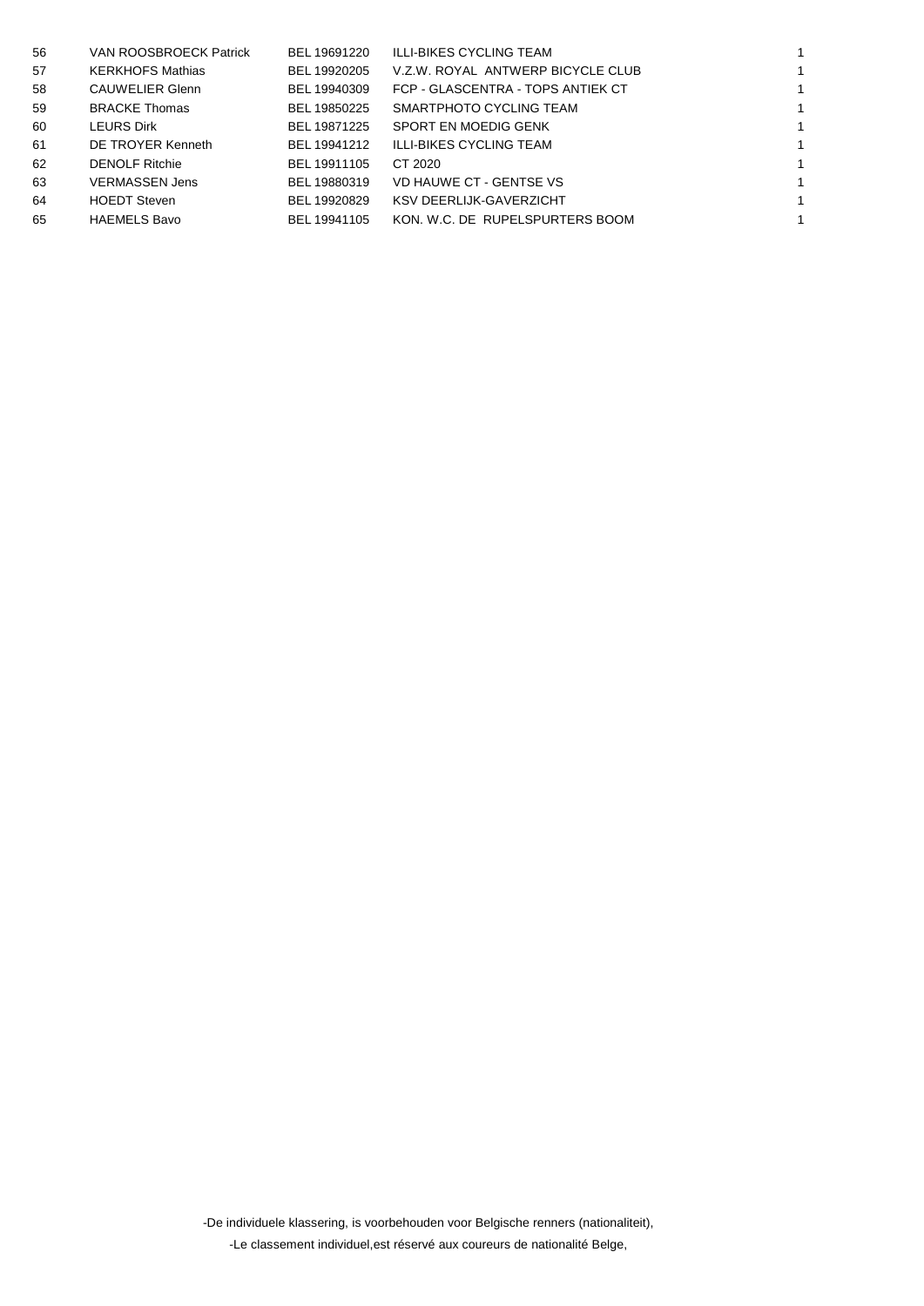| | | | | |
|---|---|---|---|---|
| 56 | VAN ROOSBROECK Patrick | BEL 19691220 | ILLI-BIKES CYCLING TEAM | 1 |
| 57 | KERKHOFS Mathias | BEL 19920205 | V.Z.W. ROYAL ANTWERP BICYCLE CLUB | 1 |
| 58 | CAUWELIER Glenn | BEL 19940309 | FCP - GLASCENTRA - TOPS ANTIEK CT | 1 |
| 59 | BRACKE Thomas | BEL 19850225 | SMARTPHOTO CYCLING TEAM | 1 |
| 60 | LEURS Dirk | BEL 19871225 | SPORT EN MOEDIG GENK | 1 |
| 61 | DE TROYER Kenneth | BEL 19941212 | ILLI-BIKES CYCLING TEAM | 1 |
| 62 | DENOLF Ritchie | BEL 19911105 | CT 2020 | 1 |
| 63 | VERMASSEN Jens | BEL 19880319 | VD HAUWE CT - GENTSE VS | 1 |
| 64 | HOEDT Steven | BEL 19920829 | KSV DEERLIJK-GAVERZICHT | 1 |
| 65 | HAEMELS Bavo | BEL 19941105 | KON. W.C. DE RUPELSPURTERS BOOM | 1 |

-De individuele klassering, is voorbehouden voor Belgische renners (nationaliteit),

-Le classement individuel,est réservé aux coureurs de nationalité Belge,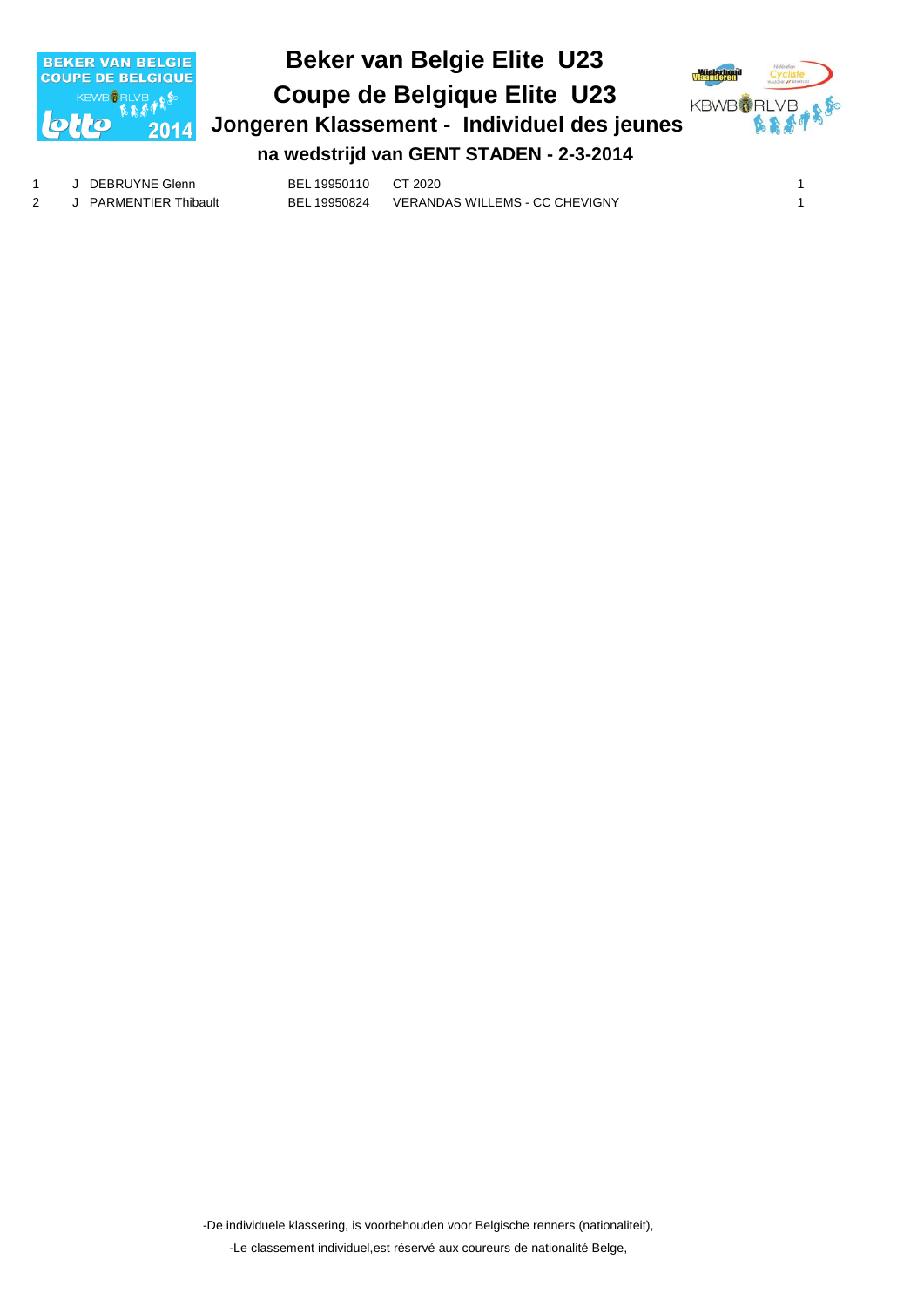# Beker van Belgie Elite U23

# Coupe de Belgique Elite U23

## Jongeren Klassement - Individuel des jeunes

### na wedstrijd van GENT STADEN - 2-3-2014

| | | | | | |
|---|---|---|---|---|---|
| 1 | J | DEBRUYNE Glenn | BEL 19950110 | CT 2020 | 1 |
| 2 | J | PARMENTIER Thibault | BEL 19950824 | VERANDAS WILLEMS - CC CHEVIGNY | 1 |

-De individuele klassering, is voorbehouden voor Belgische renners (nationaliteit),

-Le classement individuel,est réservé aux coureurs de nationalité Belge,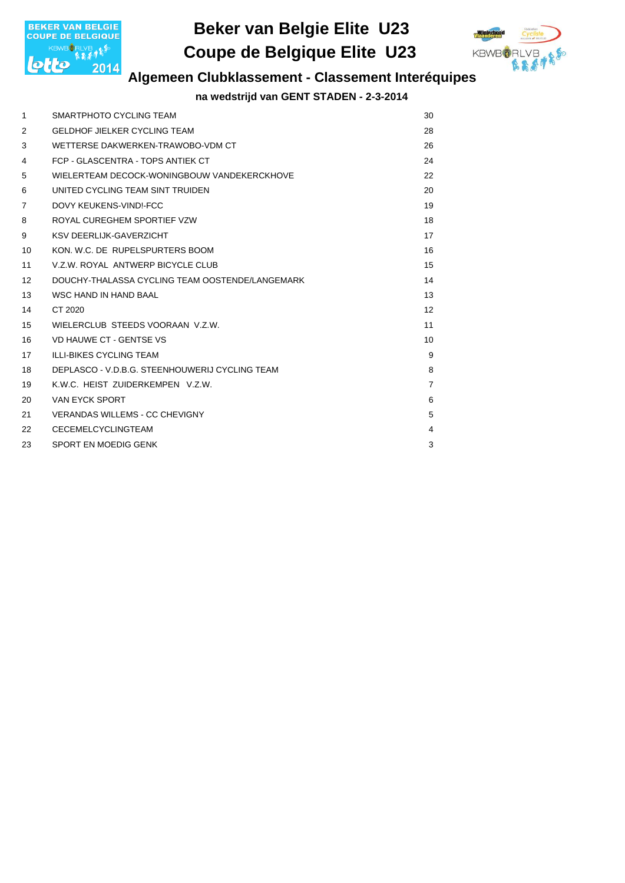# Beker van Belgie Elite U23
# Coupe de Belgique Elite U23

## Algemeen Clubklassement - Classement Interéquipes

**na wedstrijd van GENT STADEN - 2-3-2014**

| | | |
|---|---|---|
| 1 | SMARTPHOTO CYCLING TEAM | 30 |
| 2 | GELDHOF JIELKER CYCLING TEAM | 28 |
| 3 | WETTERSE DAKWERKEN-TRAWOBO-VDM CT | 26 |
| 4 | FCP - GLASCENTRA - TOPS ANTIEK CT | 24 |
| 5 | WIELERTEAM DECOCK-WONINGBOUW VANDEKERCKHOVE | 22 |
| 6 | UNITED CYCLING TEAM SINT TRUIDEN | 20 |
| 7 | DOVY KEUKENS-VIND!-FCC | 19 |
| 8 | ROYAL CUREGHEM SPORTIEF VZW | 18 |
| 9 | KSV DEERLIJK-GAVERZICHT | 17 |
| 10 | KON. W.C. DE RUPELSPURTERS BOOM | 16 |
| 11 | V.Z.W. ROYAL ANTWERP BICYCLE CLUB | 15 |
| 12 | DOUCHY-THALASSA CYCLING TEAM OOSTENDE/LANGEMARK | 14 |
| 13 | WSC HAND IN HAND BAAL | 13 |
| 14 | CT 2020 | 12 |
| 15 | WIELERCLUB STEEDS VOORAAN V.Z.W. | 11 |
| 16 | VD HAUWE CT - GENTSE VS | 10 |
| 17 | ILLI-BIKES CYCLING TEAM | 9 |
| 18 | DEPLASCO - V.D.B.G. STEENHOUWERIJ CYCLING TEAM | 8 |
| 19 | K.W.C. HEIST ZUIDERKEMPEN V.Z.W. | 7 |
| 20 | VAN EYCK SPORT | 6 |
| 21 | VERANDAS WILLEMS - CC CHEVIGNY | 5 |
| 22 | CECEMELCYCLINGTEAM | 4 |
| 23 | SPORT EN MOEDIG GENK | 3 |